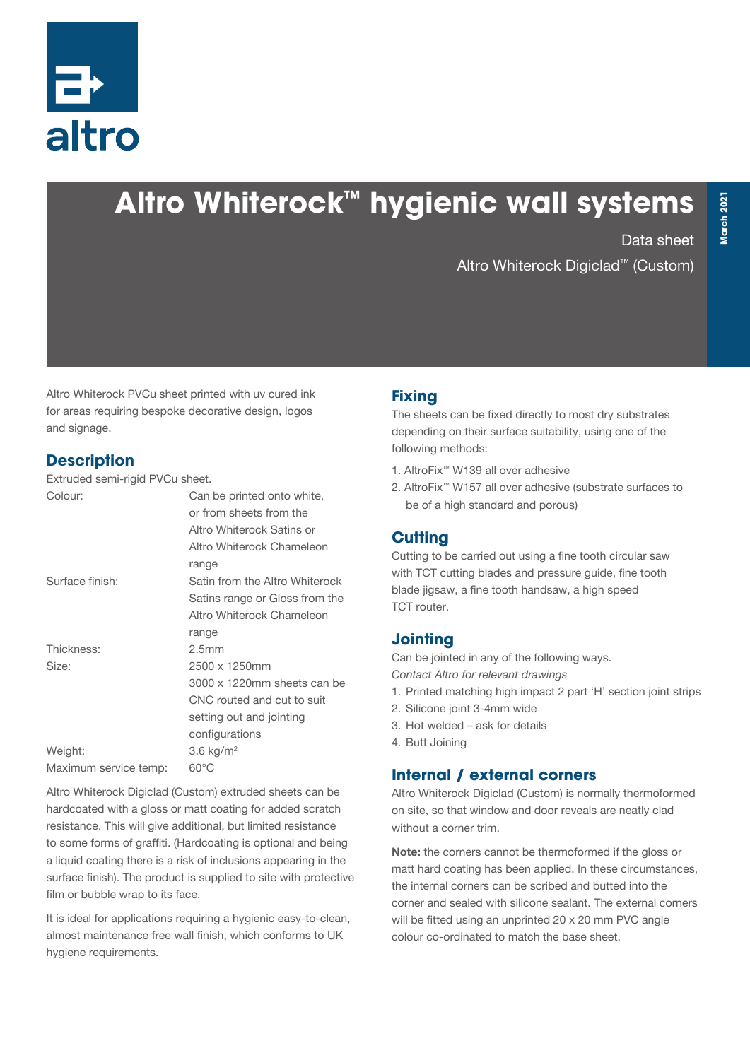# Altro Whiterock™ hygienic wall systems

Data sheet

Altro Whiterock Digiclad™ (Custom)

March 2021

Altro Whiterock PVCu sheet printed with uv cured ink for areas requiring bespoke decorative design, logos and signage.

## Description

Extruded semi-rigid PVCu sheet.

| | |
|---|---|
| Colour: | Can be printed onto white, or from sheets from the Altro Whiterock Satins or Altro Whiterock Chameleon range |
| Surface finish: | Satin from the Altro Whiterock Satins range or Gloss from the Altro Whiterock Chameleon range |
| Thickness: | 2.5mm |
| Size: | 2500 x 1250mm<br>3000 x 1220mm sheets can be CNC routed and cut to suit setting out and jointing configurations |
| Weight: | 3.6 kg/m$^2$ |
| Maximum service temp: | 60°C |

Altro Whiterock Digiclad (Custom) extruded sheets can be hardcoated with a gloss or matt coating for added scratch resistance. This will give additional, but limited resistance to some forms of graffiti. (Hardcoating is optional and being a liquid coating there is a risk of inclusions appearing in the surface finish). The product is supplied to site with protective film or bubble wrap to its face.

It is ideal for applications requiring a hygienic easy-to-clean, almost maintenance free wall finish, which conforms to UK hygiene requirements.

## Fixing

The sheets can be fixed directly to most dry substrates depending on their surface suitability, using one of the following methods:

1. AltroFix™ W139 all over adhesive
2. AltroFix™ W157 all over adhesive (substrate surfaces to be of a high standard and porous)

## Cutting

Cutting to be carried out using a fine tooth circular saw with TCT cutting blades and pressure guide, fine tooth blade jigsaw, a fine tooth handsaw, a high speed TCT router.

## Jointing

Can be jointed in any of the following ways.

*Contact Altro for relevant drawings*

1. Printed matching high impact 2 part 'H' section joint strips
2. Silicone joint 3-4mm wide
3. Hot welded – ask for details
4. Butt Joining

## Internal / external corners

Altro Whiterock Digiclad (Custom) is normally thermoformed on site, so that window and door reveals are neatly clad without a corner trim.

**Note:** the corners cannot be thermoformed if the gloss or matt hard coating has been applied. In these circumstances, the internal corners can be scribed and butted into the corner and sealed with silicone sealant. The external corners will be fitted using an unprinted 20 x 20 mm PVC angle colour co-ordinated to match the base sheet.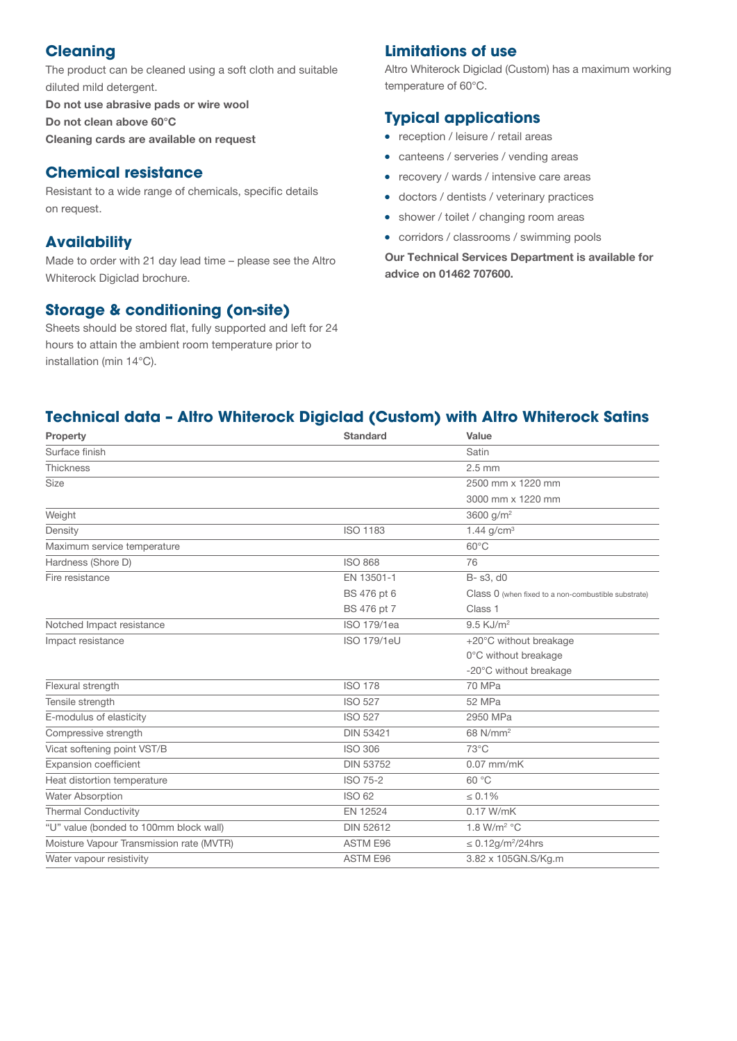## Cleaning

The product can be cleaned using a soft cloth and suitable diluted mild detergent.

**Do not use abrasive pads or wire wool**

**Do not clean above 60°C**

**Cleaning cards are available on request**

## Chemical resistance

Resistant to a wide range of chemicals, specific details on request.

## Availability

Made to order with 21 day lead time – please see the Altro Whiterock Digiclad brochure.

## Storage & conditioning (on-site)

Sheets should be stored flat, fully supported and left for 24 hours to attain the ambient room temperature prior to installation (min 14°C).

## Limitations of use

Altro Whiterock Digiclad (Custom) has a maximum working temperature of 60°C.

## Typical applications

- reception / leisure / retail areas
- canteens / serveries / vending areas
- recovery / wards / intensive care areas
- doctors / dentists / veterinary practices
- shower / toilet / changing room areas
- corridors / classrooms / swimming pools

**Our Technical Services Department is available for advice on 01462 707600.**

## Technical data – Altro Whiterock Digiclad (Custom) with Altro Whiterock Satins

| Property | Standard | Value |
|---|---|---|
| Surface finish | | Satin |
| Thickness | | 2.5 mm |
| Size | | 2500 mm x 1220 mm |
| | | 3000 mm x 1220 mm |
| Weight | | 3600 g/m$^2$ |
| Density | ISO 1183 | 1.44 g/cm$^3$ |
| Maximum service temperature | | 60°C |
| Hardness (Shore D) | ISO 868 | 76 |
| Fire resistance | EN 13501-1 | B- s3, d0 |
| | BS 476 pt 6 | Class 0 (when fixed to a non-combustible substrate) |
| | BS 476 pt 7 | Class 1 |
| Notched Impact resistance | ISO 179/1ea | 9.5 KJ/m$^2$ |
| Impact resistance | ISO 179/1eU | +20°C without breakage |
| | | 0°C without breakage |
| | | -20°C without breakage |
| Flexural strength | ISO 178 | 70 MPa |
| Tensile strength | ISO 527 | 52 MPa |
| E-modulus of elasticity | ISO 527 | 2950 MPa |
| Compressive strength | DIN 53421 | 68 N/mm$^2$ |
| Vicat softening point VST/B | ISO 306 | 73°C |
| Expansion coefficient | DIN 53752 | 0.07 mm/mK |
| Heat distortion temperature | ISO 75-2 | 60 °C |
| Water Absorption | ISO 62 | ≤ 0.1% |
| Thermal Conductivity | EN 12524 | 0.17 W/mK |
| "U" value (bonded to 100mm block wall) | DIN 52612 | 1.8 W/m$^2$ °C |
| Moisture Vapour Transmission rate (MVTR) | ASTM E96 | ≤ 0.12g/m$^2$/24hrs |
| Water vapour resistivity | ASTM E96 | 3.82 x 105GN.S/Kg.m |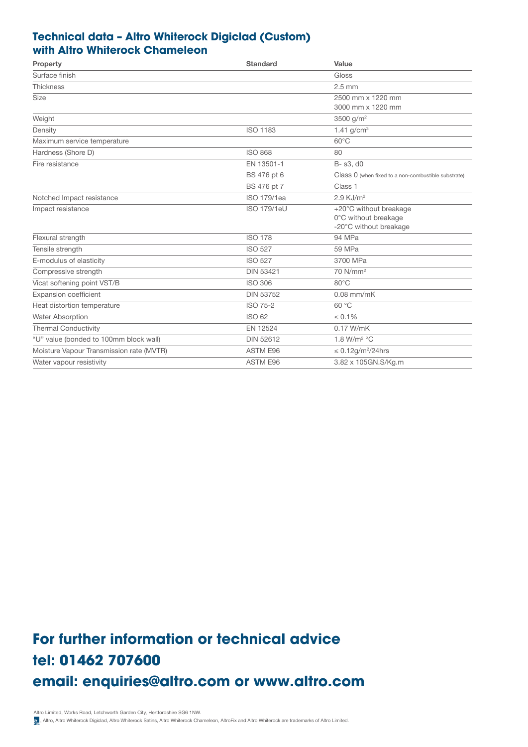## Technical data – Altro Whiterock Digiclad (Custom) with Altro Whiterock Chameleon

| Property | Standard | Value |
|---|---|---|
| Surface finish | | Gloss |
| Thickness | | 2.5 mm |
| Size | | 2500 mm x 1220 mm<br>3000 mm x 1220 mm |
| Weight | | 3500 g/m² |
| Density | ISO 1183 | 1.41 g/cm³ |
| Maximum service temperature | | 60°C |
| Hardness (Shore D) | ISO 868 | 80 |
| Fire resistance | EN 13501-1 | B- s3, d0 |
| | BS 476 pt 6 | Class 0 (when fixed to a non-combustible substrate) |
| | BS 476 pt 7 | Class 1 |
| Notched Impact resistance | ISO 179/1ea | 2.9 KJ/m² |
| Impact resistance | ISO 179/1eU | +20°C without breakage<br>0°C without breakage<br>-20°C without breakage |
| Flexural strength | ISO 178 | 94 MPa |
| Tensile strength | ISO 527 | 59 MPa |
| E-modulus of elasticity | ISO 527 | 3700 MPa |
| Compressive strength | DIN 53421 | 70 N/mm² |
| Vicat softening point VST/B | ISO 306 | 80°C |
| Expansion coefficient | DIN 53752 | 0.08 mm/mK |
| Heat distortion temperature | ISO 75-2 | 60 °C |
| Water Absorption | ISO 62 | ≤ 0.1% |
| Thermal Conductivity | EN 12524 | 0.17 W/mK |
| "U" value (bonded to 100mm block wall) | DIN 52612 | 1.8 W/m² °C |
| Moisture Vapour Transmission rate (MVTR) | ASTM E96 | ≤ 0.12g/m²/24hrs |
| Water vapour resistivity | ASTM E96 | 3.82 x 105GN.S/Kg.m |

## For further information or technical advice tel: 01462 707600 email: enquiries@altro.com or www.altro.com

Altro Limited, Works Road, Letchworth Garden City, Hertfordshire SG6 1NW.

Altro, Altro Whiterock Digiclad, Altro Whiterock Satins, Altro Whiterock Chameleon, AltroFix and Altro Whiterock are trademarks of Altro Limited.